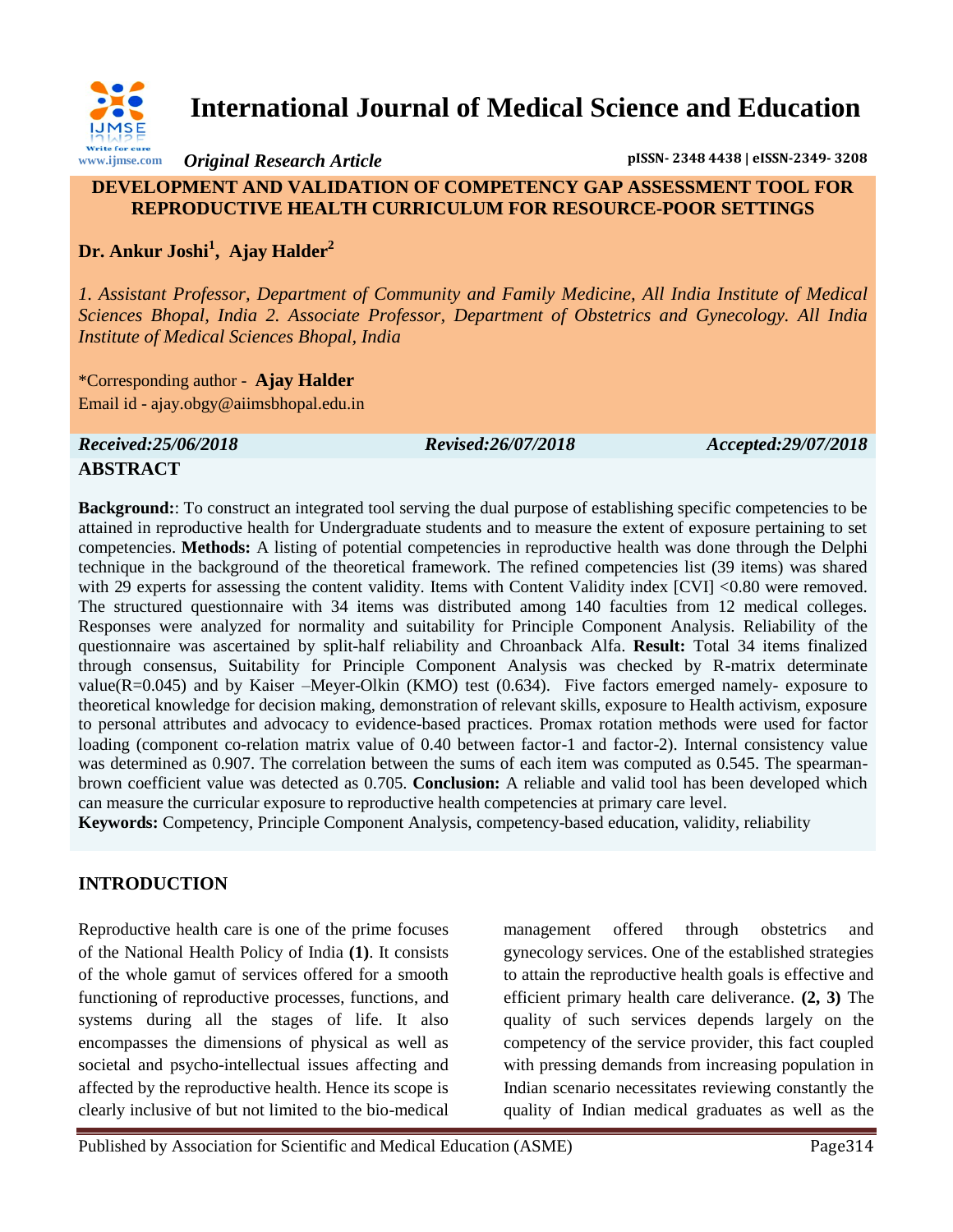# International Journal of Medical Science and Education

*Original Research Article* — pISSN- 2348 4438 | eISSN-2349- 3208

## DEVELOPMENT AND VALIDATION OF COMPETENCY GAP ASSESSMENT TOOL FOR REPRODUCTIVE HEALTH CURRICULUM FOR RESOURCE-POOR SETTINGS

**Dr. Ankur Joshi[1], Ajay Halder[2]**

*1. Assistant Professor, Department of Community and Family Medicine, All India Institute of Medical Sciences Bhopal, India 2. Associate Professor, Department of Obstetrics and Gynecology. All India Institute of Medical Sciences Bhopal, India*

*Corresponding author - **Ajay Halder**
Email id - ajay.obgy@aiimsbhopal.edu.in

*Received:25/06/2018* *Revised:26/07/2018* *Accepted:29/07/2018*

## ABSTRACT

**Background:**: To construct an integrated tool serving the dual purpose of establishing specific competencies to be attained in reproductive health for Undergraduate students and to measure the extent of exposure pertaining to set competencies. **Methods:** A listing of potential competencies in reproductive health was done through the Delphi technique in the background of the theoretical framework. The refined competencies list (39 items) was shared with 29 experts for assessing the content validity. Items with Content Validity index [CVI] <0.80 were removed. The structured questionnaire with 34 items was distributed among 140 faculties from 12 medical colleges. Responses were analyzed for normality and suitability for Principle Component Analysis. Reliability of the questionnaire was ascertained by split-half reliability and Chroanback Alfa. **Result:** Total 34 items finalized through consensus, Suitability for Principle Component Analysis was checked by R-matrix determinate value(R=0.045) and by Kaiser –Meyer-Olkin (KMO) test (0.634). Five factors emerged namely- exposure to theoretical knowledge for decision making, demonstration of relevant skills, exposure to Health activism, exposure to personal attributes and advocacy to evidence-based practices. Promax rotation methods were used for factor loading (component co-relation matrix value of 0.40 between factor-1 and factor-2). Internal consistency value was determined as 0.907. The correlation between the sums of each item was computed as 0.545. The spearman-brown coefficient value was detected as 0.705. **Conclusion:** A reliable and valid tool has been developed which can measure the curricular exposure to reproductive health competencies at primary care level.

**Keywords:** Competency, Principle Component Analysis, competency-based education, validity, reliability

## INTRODUCTION

Reproductive health care is one of the prime focuses of the National Health Policy of India **(1)**. It consists of the whole gamut of services offered for a smooth functioning of reproductive processes, functions, and systems during all the stages of life. It also encompasses the dimensions of physical as well as societal and psycho-intellectual issues affecting and affected by the reproductive health. Hence its scope is clearly inclusive of but not limited to the bio-medical management offered through obstetrics and gynecology services. One of the established strategies to attain the reproductive health goals is effective and efficient primary health care deliverance. **(2, 3)** The quality of such services depends largely on the competency of the service provider, this fact coupled with pressing demands from increasing population in Indian scenario necessitates reviewing constantly the quality of Indian medical graduates as well as the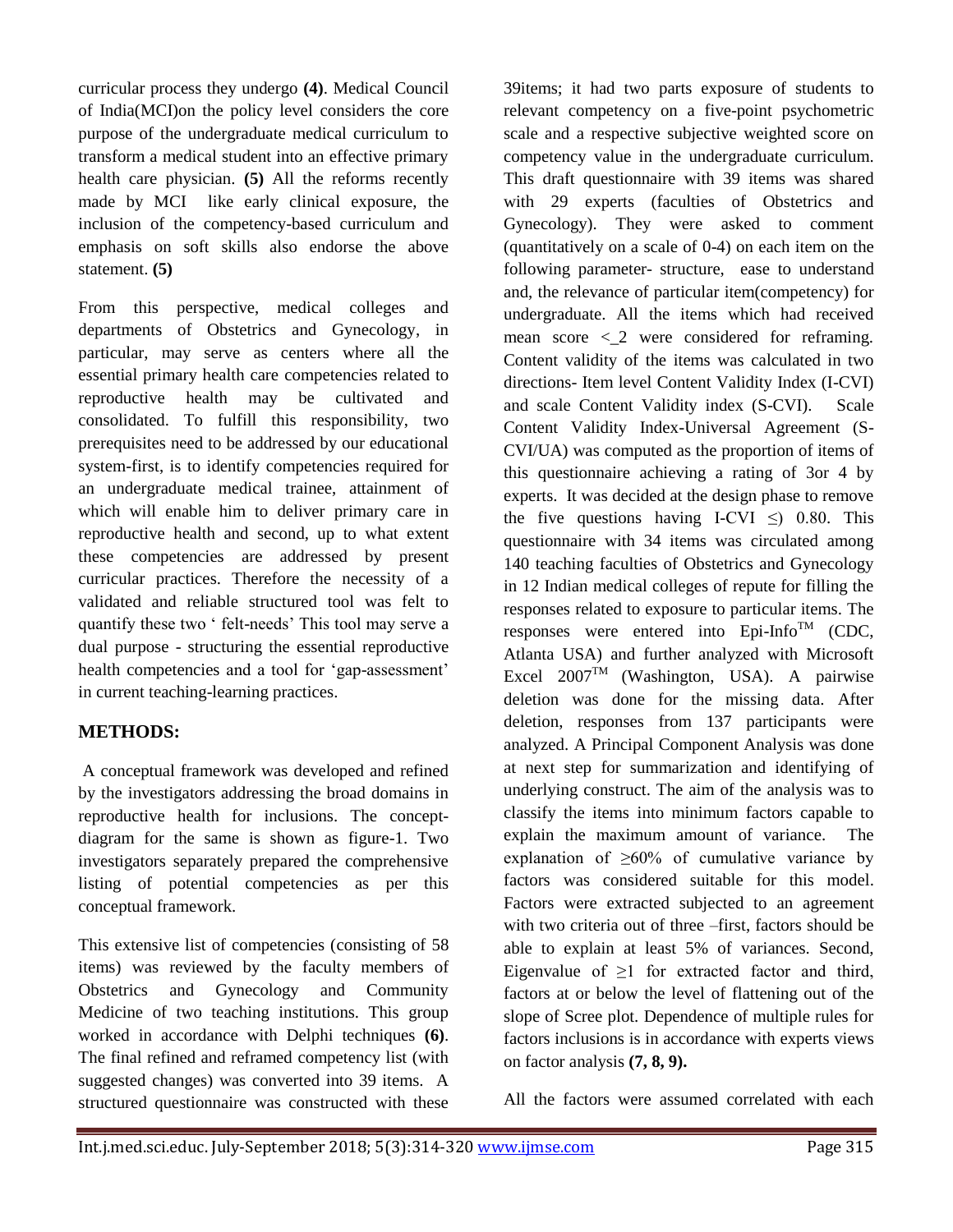curricular process they undergo **(4)**. Medical Council of India(MCI)on the policy level considers the core purpose of the undergraduate medical curriculum to transform a medical student into an effective primary health care physician. **(5)** All the reforms recently made by MCI like early clinical exposure, the inclusion of the competency-based curriculum and emphasis on soft skills also endorse the above statement. **(5)**

From this perspective, medical colleges and departments of Obstetrics and Gynecology, in particular, may serve as centers where all the essential primary health care competencies related to reproductive health may be cultivated and consolidated. To fulfill this responsibility, two prerequisites need to be addressed by our educational system-first, is to identify competencies required for an undergraduate medical trainee, attainment of which will enable him to deliver primary care in reproductive health and second, up to what extent these competencies are addressed by present curricular practices. Therefore the necessity of a validated and reliable structured tool was felt to quantify these two ' felt-needs' This tool may serve a dual purpose - structuring the essential reproductive health competencies and a tool for 'gap-assessment' in current teaching-learning practices.

## METHODS:

A conceptual framework was developed and refined by the investigators addressing the broad domains in reproductive health for inclusions. The concept-diagram for the same is shown as figure-1. Two investigators separately prepared the comprehensive listing of potential competencies as per this conceptual framework.

This extensive list of competencies (consisting of 58 items) was reviewed by the faculty members of Obstetrics and Gynecology and Community Medicine of two teaching institutions. This group worked in accordance with Delphi techniques **(6)**. The final refined and reframed competency list (with suggested changes) was converted into 39 items. A structured questionnaire was constructed with these 39items; it had two parts exposure of students to relevant competency on a five-point psychometric scale and a respective subjective weighted score on competency value in the undergraduate curriculum. This draft questionnaire with 39 items was shared with 29 experts (faculties of Obstetrics and Gynecology). They were asked to comment (quantitatively on a scale of 0-4) on each item on the following parameter- structure, ease to understand and, the relevance of particular item(competency) for undergraduate. All the items which had received mean score <_2 were considered for reframing. Content validity of the items was calculated in two directions- Item level Content Validity Index (I-CVI) and scale Content Validity index (S-CVI). Scale Content Validity Index-Universal Agreement (S-CVI/UA) was computed as the proportion of items of this questionnaire achieving a rating of 3or 4 by experts. It was decided at the design phase to remove the five questions having I-CVI $\leq$) 0.80. This questionnaire with 34 items was circulated among 140 teaching faculties of Obstetrics and Gynecology in 12 Indian medical colleges of repute for filling the responses related to exposure to particular items. The responses were entered into Epi-Info™ (CDC, Atlanta USA) and further analyzed with Microsoft Excel 2007™ (Washington, USA). A pairwise deletion was done for the missing data. After deletion, responses from 137 participants were analyzed. A Principal Component Analysis was done at next step for summarization and identifying of underlying construct. The aim of the analysis was to classify the items into minimum factors capable to explain the maximum amount of variance. The explanation of $\geq$60% of cumulative variance by factors was considered suitable for this model. Factors were extracted subjected to an agreement with two criteria out of three –first, factors should be able to explain at least 5% of variances. Second, Eigenvalue of $\geq$1 for extracted factor and third, factors at or below the level of flattening out of the slope of Scree plot. Dependence of multiple rules for factors inclusions is in accordance with experts views on factor analysis **(7, 8, 9).**

All the factors were assumed correlated with each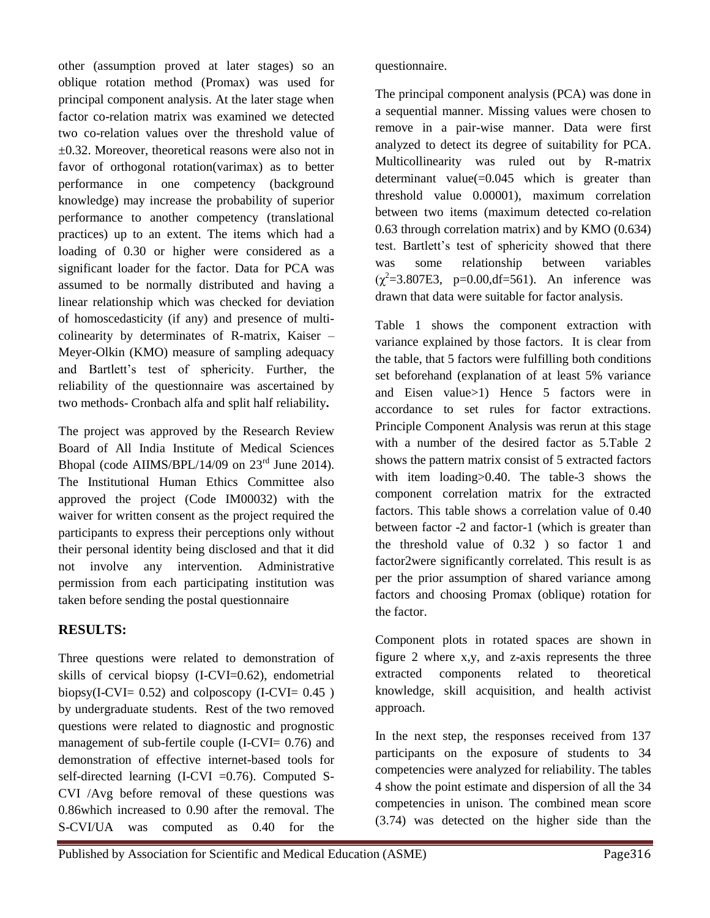other (assumption proved at later stages) so an oblique rotation method (Promax) was used for principal component analysis. At the later stage when factor co-relation matrix was examined we detected two co-relation values over the threshold value of ±0.32. Moreover, theoretical reasons were also not in favor of orthogonal rotation(varimax) as to better performance in one competency (background knowledge) may increase the probability of superior performance to another competency (translational practices) up to an extent. The items which had a loading of 0.30 or higher were considered as a significant loader for the factor. Data for PCA was assumed to be normally distributed and having a linear relationship which was checked for deviation of homoscedasticity (if any) and presence of multi-colinearity by determinates of R-matrix, Kaiser – Meyer-Olkin (KMO) measure of sampling adequacy and Bartlett's test of sphericity. Further, the reliability of the questionnaire was ascertained by two methods- Cronbach alfa and split half reliability**.**

The project was approved by the Research Review Board of All India Institute of Medical Sciences Bhopal (code AIIMS/BPL/14/09 on 23rd June 2014). The Institutional Human Ethics Committee also approved the project (Code IM00032) with the waiver for written consent as the project required the participants to express their perceptions only without their personal identity being disclosed and that it did not involve any intervention. Administrative permission from each participating institution was taken before sending the postal questionnaire

## RESULTS:

Three questions were related to demonstration of skills of cervical biopsy (I-CVI=0.62), endometrial biopsy(I-CVI= 0.52) and colposcopy (I-CVI= 0.45 ) by undergraduate students. Rest of the two removed questions were related to diagnostic and prognostic management of sub-fertile couple (I-CVI= 0.76) and demonstration of effective internet-based tools for self-directed learning (I-CVI =0.76). Computed S-CVI /Avg before removal of these questions was 0.86which increased to 0.90 after the removal. The S-CVI/UA was computed as 0.40 for the questionnaire.

The principal component analysis (PCA) was done in a sequential manner. Missing values were chosen to remove in a pair-wise manner. Data were first analyzed to detect its degree of suitability for PCA. Multicollinearity was ruled out by R-matrix determinant value(=0.045 which is greater than threshold value 0.00001), maximum correlation between two items (maximum detected co-relation 0.63 through correlation matrix) and by KMO (0.634) test. Bartlett's test of sphericity showed that there was some relationship between variables ($\chi^2$=3.807E3, p=0.00,df=561). An inference was drawn that data were suitable for factor analysis.

Table 1 shows the component extraction with variance explained by those factors. It is clear from the table, that 5 factors were fulfilling both conditions set beforehand (explanation of at least 5% variance and Eisen value>1) Hence 5 factors were in accordance to set rules for factor extractions. Principle Component Analysis was rerun at this stage with a number of the desired factor as 5.Table 2 shows the pattern matrix consist of 5 extracted factors with item loading>0.40. The table-3 shows the component correlation matrix for the extracted factors. This table shows a correlation value of 0.40 between factor -2 and factor-1 (which is greater than the threshold value of 0.32 ) so factor 1 and factor2were significantly correlated. This result is as per the prior assumption of shared variance among factors and choosing Promax (oblique) rotation for the factor.

Component plots in rotated spaces are shown in figure 2 where x,y, and z-axis represents the three extracted components related to theoretical knowledge, skill acquisition, and health activist approach.

In the next step, the responses received from 137 participants on the exposure of students to 34 competencies were analyzed for reliability. The tables 4 show the point estimate and dispersion of all the 34 competencies in unison. The combined mean score (3.74) was detected on the higher side than the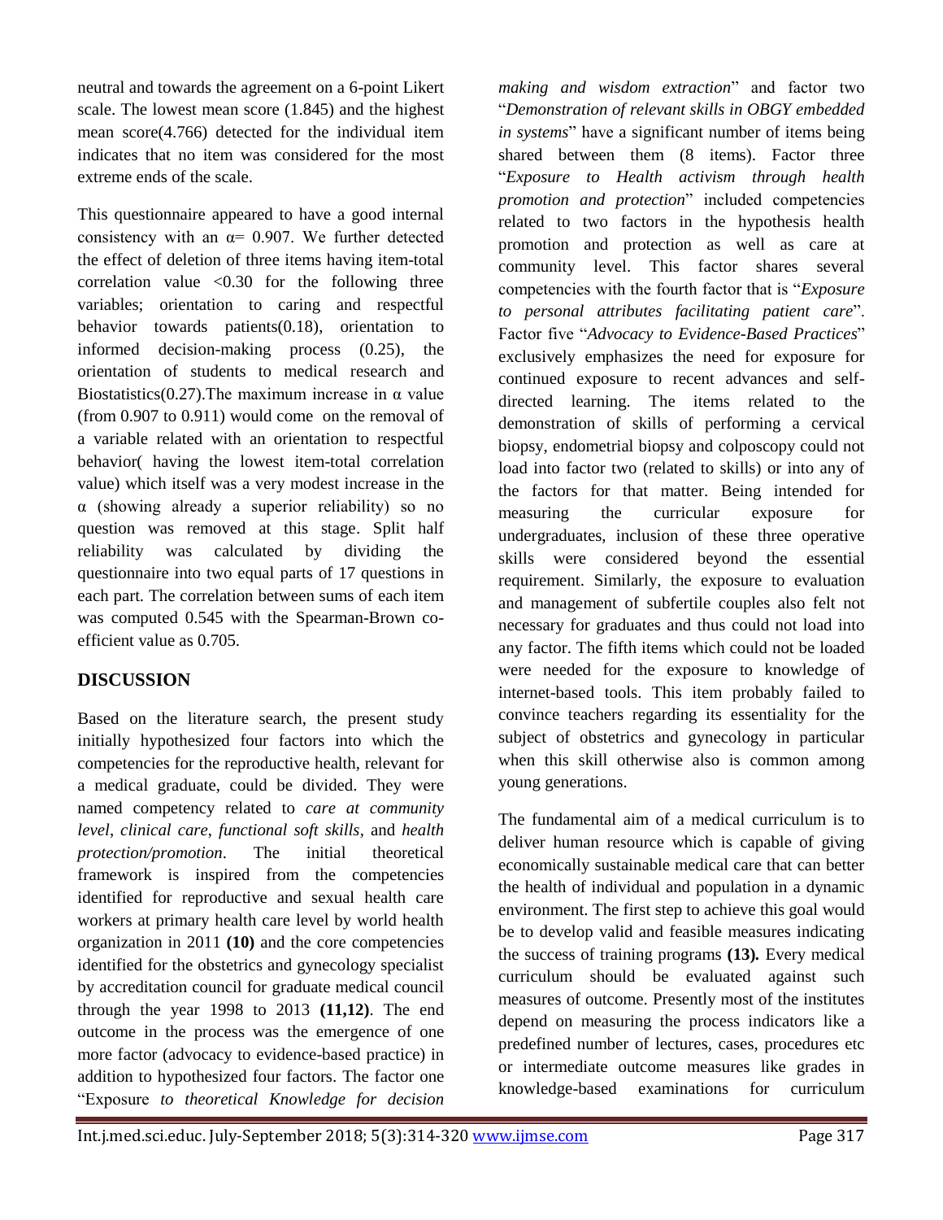neutral and towards the agreement on a 6-point Likert scale. The lowest mean score (1.845) and the highest mean score(4.766) detected for the individual item indicates that no item was considered for the most extreme ends of the scale.

This questionnaire appeared to have a good internal consistency with an $\alpha$= 0.907. We further detected the effect of deletion of three items having item-total correlation value <0.30 for the following three variables; orientation to caring and respectful behavior towards patients(0.18), orientation to informed decision-making process (0.25), the orientation of students to medical research and Biostatistics(0.27).The maximum increase in $\alpha$ value (from 0.907 to 0.911) would come on the removal of a variable related with an orientation to respectful behavior( having the lowest item-total correlation value) which itself was a very modest increase in the $\alpha$ (showing already a superior reliability) so no question was removed at this stage. Split half reliability was calculated by dividing the questionnaire into two equal parts of 17 questions in each part. The correlation between sums of each item was computed 0.545 with the Spearman-Brown co-efficient value as 0.705.

## DISCUSSION

Based on the literature search, the present study initially hypothesized four factors into which the competencies for the reproductive health, relevant for a medical graduate, could be divided. They were named competency related to *care at community level*, *clinical care*, *functional soft skills*, and *health protection/promotion*. The initial theoretical framework is inspired from the competencies identified for reproductive and sexual health care workers at primary health care level by world health organization in 2011 **(10)** and the core competencies identified for the obstetrics and gynecology specialist by accreditation council for graduate medical council through the year 1998 to 2013 **(11,12)**. The end outcome in the process was the emergence of one more factor (advocacy to evidence-based practice) in addition to hypothesized four factors. The factor one "Exposure *to theoretical Knowledge for decision making and wisdom extraction*" and factor two "*Demonstration of relevant skills in OBGY embedded in systems*" have a significant number of items being shared between them (8 items). Factor three "*Exposure to Health activism through health promotion and protection*" included competencies related to two factors in the hypothesis health promotion and protection as well as care at community level. This factor shares several competencies with the fourth factor that is "*Exposure to personal attributes facilitating patient care*". Factor five "*Advocacy to Evidence-Based Practices*" exclusively emphasizes the need for exposure for continued exposure to recent advances and self-directed learning. The items related to the demonstration of skills of performing a cervical biopsy, endometrial biopsy and colposcopy could not load into factor two (related to skills) or into any of the factors for that matter. Being intended for measuring the curricular exposure for undergraduates, inclusion of these three operative skills were considered beyond the essential requirement. Similarly, the exposure to evaluation and management of subfertile couples also felt not necessary for graduates and thus could not load into any factor. The fifth items which could not be loaded were needed for the exposure to knowledge of internet-based tools. This item probably failed to convince teachers regarding its essentiality for the subject of obstetrics and gynecology in particular when this skill otherwise also is common among young generations.

The fundamental aim of a medical curriculum is to deliver human resource which is capable of giving economically sustainable medical care that can better the health of individual and population in a dynamic environment. The first step to achieve this goal would be to develop valid and feasible measures indicating the success of training programs **(13).** Every medical curriculum should be evaluated against such measures of outcome. Presently most of the institutes depend on measuring the process indicators like a predefined number of lectures, cases, procedures etc or intermediate outcome measures like grades in knowledge-based examinations for curriculum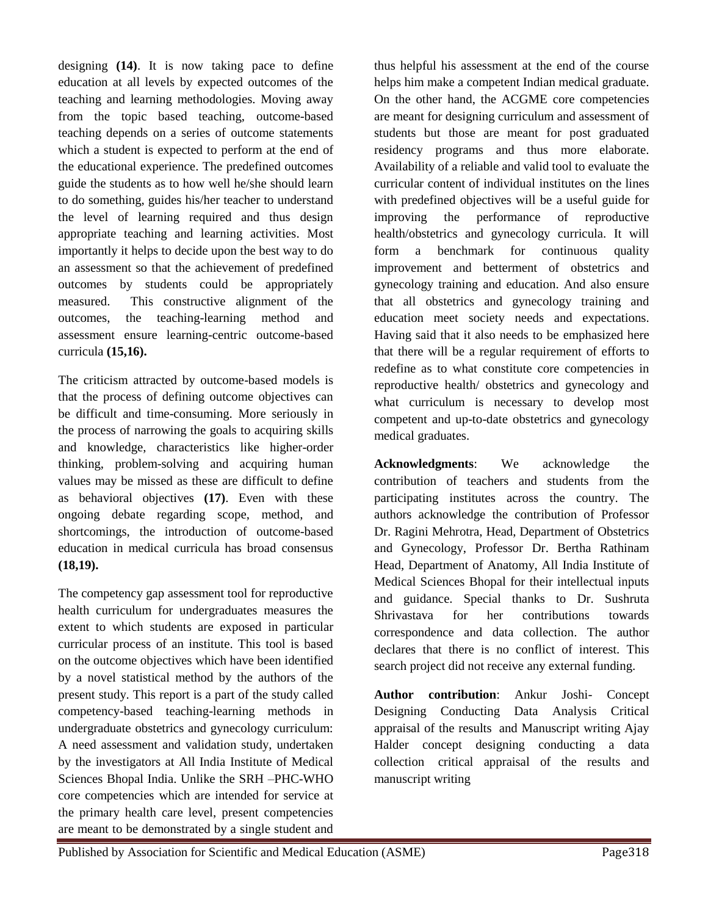designing **(14)**. It is now taking pace to define education at all levels by expected outcomes of the teaching and learning methodologies. Moving away from the topic based teaching, outcome-based teaching depends on a series of outcome statements which a student is expected to perform at the end of the educational experience. The predefined outcomes guide the students as to how well he/she should learn to do something, guides his/her teacher to understand the level of learning required and thus design appropriate teaching and learning activities. Most importantly it helps to decide upon the best way to do an assessment so that the achievement of predefined outcomes by students could be appropriately measured. This constructive alignment of the outcomes, the teaching-learning method and assessment ensure learning-centric outcome-based curricula **(15,16).**

The criticism attracted by outcome-based models is that the process of defining outcome objectives can be difficult and time-consuming. More seriously in the process of narrowing the goals to acquiring skills and knowledge, characteristics like higher-order thinking, problem-solving and acquiring human values may be missed as these are difficult to define as behavioral objectives **(17)**. Even with these ongoing debate regarding scope, method, and shortcomings, the introduction of outcome-based education in medical curricula has broad consensus **(18,19).**

The competency gap assessment tool for reproductive health curriculum for undergraduates measures the extent to which students are exposed in particular curricular process of an institute. This tool is based on the outcome objectives which have been identified by a novel statistical method by the authors of the present study. This report is a part of the study called competency-based teaching-learning methods in undergraduate obstetrics and gynecology curriculum: A need assessment and validation study, undertaken by the investigators at All India Institute of Medical Sciences Bhopal India. Unlike the SRH –PHC-WHO core competencies which are intended for service at the primary health care level, present competencies are meant to be demonstrated by a single student and thus helpful his assessment at the end of the course helps him make a competent Indian medical graduate. On the other hand, the ACGME core competencies are meant for designing curriculum and assessment of students but those are meant for post graduated residency programs and thus more elaborate. Availability of a reliable and valid tool to evaluate the curricular content of individual institutes on the lines with predefined objectives will be a useful guide for improving the performance of reproductive health/obstetrics and gynecology curricula. It will form a benchmark for continuous quality improvement and betterment of obstetrics and gynecology training and education. And also ensure that all obstetrics and gynecology training and education meet society needs and expectations. Having said that it also needs to be emphasized here that there will be a regular requirement of efforts to redefine as to what constitute core competencies in reproductive health/ obstetrics and gynecology and what curriculum is necessary to develop most competent and up-to-date obstetrics and gynecology medical graduates.

**Acknowledgments**: We acknowledge the contribution of teachers and students from the participating institutes across the country. The authors acknowledge the contribution of Professor Dr. Ragini Mehrotra, Head, Department of Obstetrics and Gynecology, Professor Dr. Bertha Rathinam Head, Department of Anatomy, All India Institute of Medical Sciences Bhopal for their intellectual inputs and guidance. Special thanks to Dr. Sushruta Shrivastava for her contributions towards correspondence and data collection. The author declares that there is no conflict of interest. This search project did not receive any external funding.

**Author contribution**: Ankur Joshi- Concept Designing Conducting Data Analysis Critical appraisal of the results and Manuscript writing Ajay Halder concept designing conducting a data collection critical appraisal of the results and manuscript writing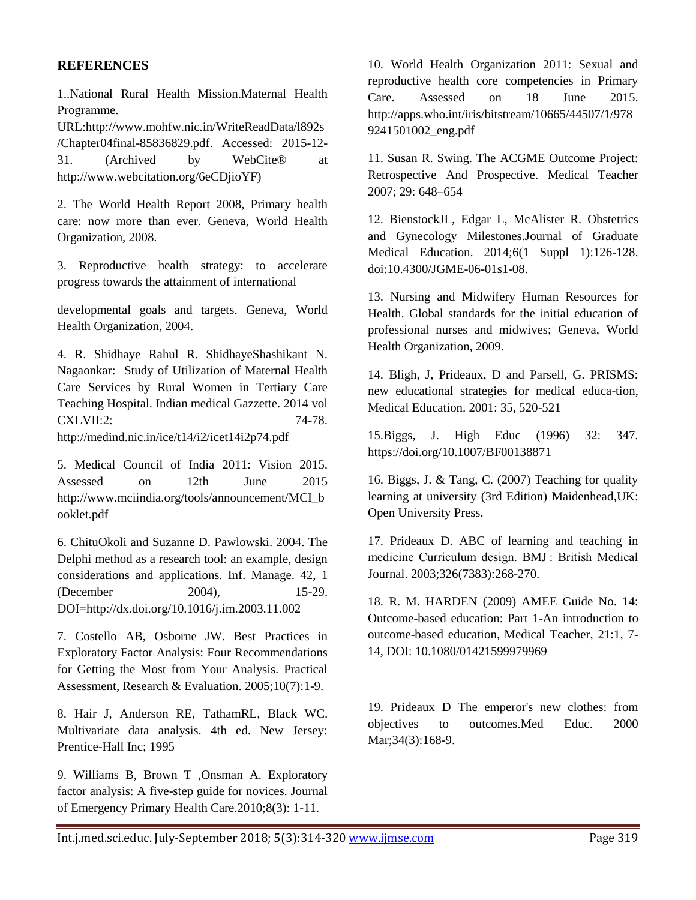## REFERENCES

1..National Rural Health Mission.Maternal Health Programme. URL:http://www.mohfw.nic.in/WriteReadData/l892s/Chapter04final-85836829.pdf. Accessed: 2015-12-31. (Archived by WebCite® at http://www.webcitation.org/6eCDjioYF)

2. The World Health Report 2008, Primary health care: now more than ever. Geneva, World Health Organization, 2008.

3. Reproductive health strategy: to accelerate progress towards the attainment of international developmental goals and targets. Geneva, World Health Organization, 2004.

4. R. Shidhaye Rahul R. ShidhayeShashikant N. Nagaonkar: Study of Utilization of Maternal Health Care Services by Rural Women in Tertiary Care Teaching Hospital. Indian medical Gazzette. 2014 vol CXLVII:2: 74-78. http://medind.nic.in/ice/t14/i2/icet14i2p74.pdf

5. Medical Council of India 2011: Vision 2015. Assessed on 12th June 2015 http://www.mciindia.org/tools/announcement/MCI_booklet.pdf

6. ChituOkoli and Suzanne D. Pawlowski. 2004. The Delphi method as a research tool: an example, design considerations and applications. Inf. Manage. 42, 1 (December 2004), 15-29. DOI=http://dx.doi.org/10.1016/j.im.2003.11.002

7. Costello AB, Osborne JW. Best Practices in Exploratory Factor Analysis: Four Recommendations for Getting the Most from Your Analysis. Practical Assessment, Research & Evaluation. 2005;10(7):1-9.

8. Hair J, Anderson RE, TathamRL, Black WC. Multivariate data analysis. 4th ed. New Jersey: Prentice-Hall Inc; 1995

9. Williams B, Brown T ,Onsman A. Exploratory factor analysis: A five-step guide for novices. Journal of Emergency Primary Health Care.2010;8(3): 1-11.

10. World Health Organization 2011: Sexual and reproductive health core competencies in Primary Care. Assessed on 18 June 2015. http://apps.who.int/iris/bitstream/10665/44507/1/9789241501002_eng.pdf

11. Susan R. Swing. The ACGME Outcome Project: Retrospective And Prospective. Medical Teacher 2007; 29: 648–654

12. BienstockJL, Edgar L, McAlister R. Obstetrics and Gynecology Milestones.Journal of Graduate Medical Education. 2014;6(1 Suppl 1):126-128. doi:10.4300/JGME-06-01s1-08.

13. Nursing and Midwifery Human Resources for Health. Global standards for the initial education of professional nurses and midwives; Geneva, World Health Organization, 2009.

14. Bligh, J, Prideaux, D and Parsell, G. PRISMS: new educational strategies for medical educa-tion, Medical Education. 2001: 35, 520-521

15.Biggs, J. High Educ (1996) 32: 347. https://doi.org/10.1007/BF00138871

16. Biggs, J. & Tang, C. (2007) Teaching for quality learning at university (3rd Edition) Maidenhead,UK: Open University Press.

17. Prideaux D. ABC of learning and teaching in medicine Curriculum design. BMJ : British Medical Journal. 2003;326(7383):268-270.

18. R. M. HARDEN (2009) AMEE Guide No. 14: Outcome-based education: Part 1-An introduction to outcome-based education, Medical Teacher, 21:1, 7-14, DOI: 10.1080/01421599979969

19. Prideaux D The emperor's new clothes: from objectives to outcomes.Med Educ. 2000 Mar;34(3):168-9.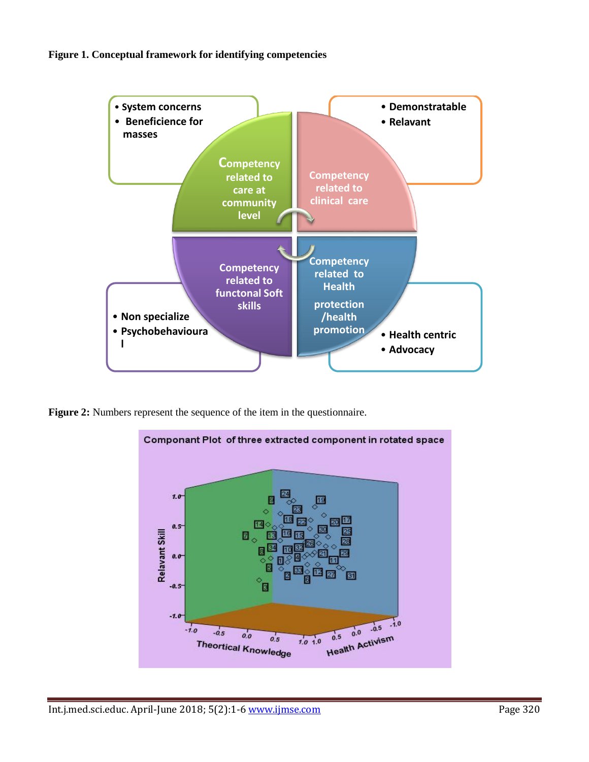**Figure 1. Conceptual framework for identifying competencies**

• System concerns
• Beneficience for masses

Competency related to care at community level

• Demonstratable
• Relavant

Competency related to clinical care

Competency related to functonal Soft skills

• Non specialize
• Psychobehavioural

Competency related to Health protection /health promotion

• Health centric
• Advocacy

**Figure 2:** Numbers represent the sequence of the item in the questionnaire.

Componant Plot of three extracted component in rotated space

Relavant Skill

1.0
0.5
0.0
-0.5
-1.0

Theortical Knowledge

-1.0 -0.5 0.0 0.5 1.0

Health Activism

1.0 0.5 0.0 -0.5 -1.0

24 19 9 23 18 22 20 17 14 30 25 16 15 7 13 26 28 34 32 10 4 21 29 3 1 11 5 33 12 27 31 2 6 8